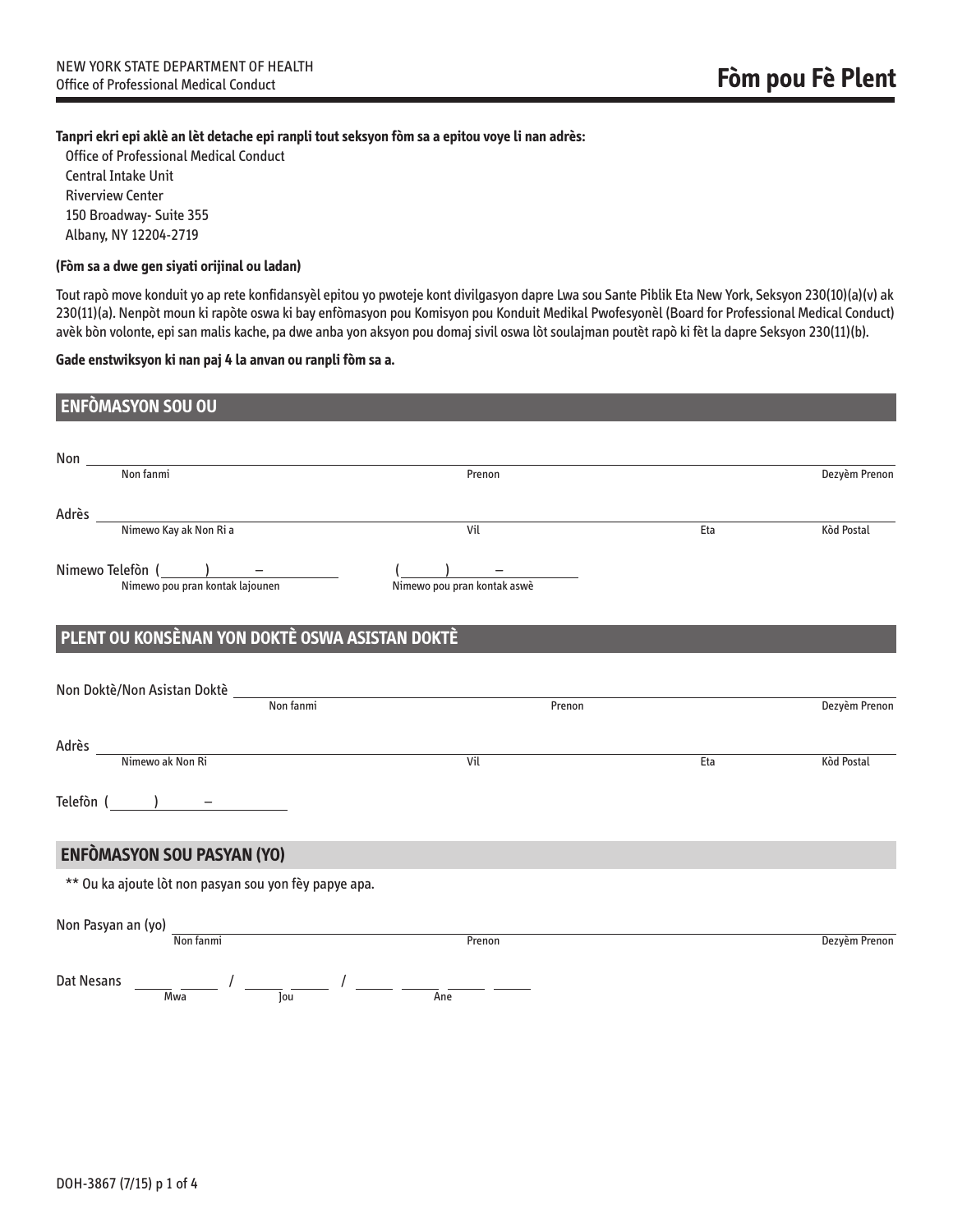NEW YORK STATE DEPARTMENT OF HEALTH
Office of Professional Medical Conduct

# Fòm pou Fè Plent

**Tanpri ekri epi aklè an lèt detache epi ranpli tout seksyon fòm sa a epitou voye li nan adrès:**

Office of Professional Medical Conduct
Central Intake Unit
Riverview Center
150 Broadway- Suite 355
Albany, NY 12204-2719

**(Fòm sa a dwe gen siyati orijinal ou ladan)**

Tout rapò move konduit yo ap rete konfidansyèl epitou yo pwoteje kont divilgasyon dapre Lwa sou Sante Piblik Eta New York, Seksyon 230(10)(a)(v) ak 230(11)(a). Nenpòt moun ki rapòte oswa ki bay enfòmasyon pou Komisyon pou Konduit Medikal Pwofesyonèl (Board for Professional Medical Conduct) avèk bòn volonte, epi san malis kache, pa dwe anba yon aksyon pou domaj sivil oswa lòt soulajman poutèt rapò ki fèt la dapre Seksyon 230(11)(b).

**Gade enstwiksyon ki nan paj 4 la anvan ou ranpli fòm sa a.**

## ENFÒMASYON SOU OU

Non ______________________________________________
Non fanmi | Prenon | Dezyèm Prenon

Adrès ______________________________________________
Nimewo Kay ak Non Ri a | Vil | Eta | Kòd Postal

Nimewo Telefòn ( ) – ______ ( ) – ______
Nimewo pou pran kontak lajounen | Nimewo pou pran kontak aswè

## PLENT OU KONSÈNAN YON DOKTÈ OSWA ASISTAN DOKTÈ

Non Doktè/Non Asistan Doktè ______________________________________________
Non fanmi | Prenon | Dezyèm Prenon

Adrès ______________________________________________
Nimewo ak Non Ri | Vil | Eta | Kòd Postal

Telefòn ( ) – ______

## ENFÒMASYON SOU PASYAN (YO)

** Ou ka ajoute lòt non pasyan sou yon fèy papye apa.

Non Pasyan an (yo) ______________________________________________
Non fanmi | Prenon | Dezyèm Prenon

Dat Nesans ___ ___ / ___ ___ / ___ ___ ___ ___
Mwa | Jou | Ane

DOH-3867 (7/15)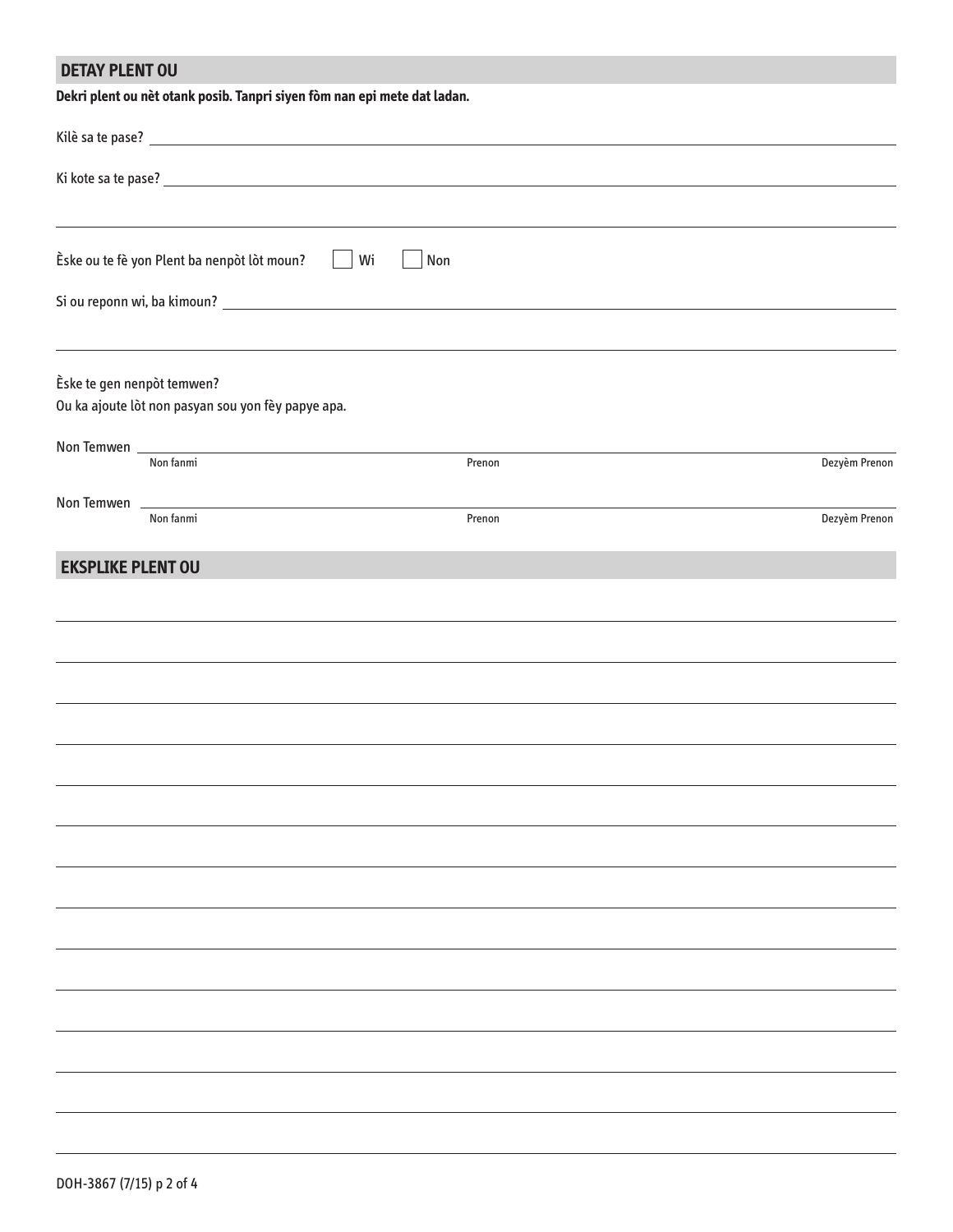## DETAY PLENT OU

**Dekri plent ou nèt otank posib. Tanpri siyen fòm nan epi mete dat ladan.**

Kilè sa te pase? ____________________

Ki kote sa te pase? ____________________

____________________

Èske ou te fè yon Plent ba nenpòt lòt moun? ☐ Wi ☐ Non

Si ou reponn wi, ba kimoun? ____________________

____________________

Èske te gen nenpòt temwen?

Ou ka ajoute lòt non pasyan sou yon fèy papye apa.

Non Temwen ____________________
Non fanmi | Prenon | Dezyèm Prenon

Non Temwen ____________________
Non fanmi | Prenon | Dezyèm Prenon

## EKSPLIKE PLENT OU

____________________

____________________

____________________

____________________

____________________

____________________

____________________

____________________

____________________

____________________

____________________

____________________

____________________

____________________

DOH-3867 (7/15)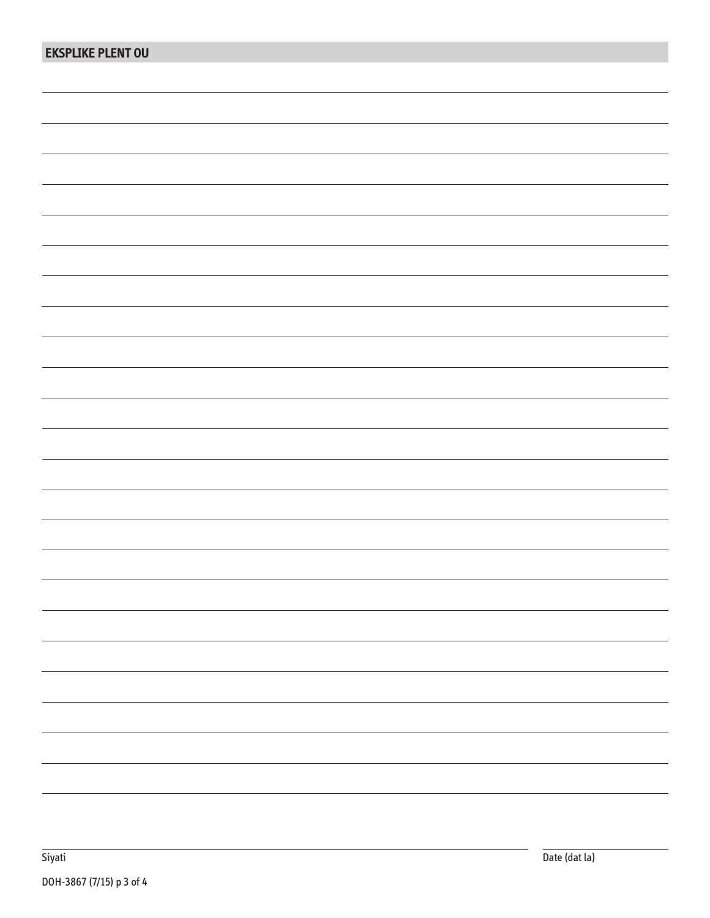## EKSPLIKE PLENT OU

Siyati

Date (dat la)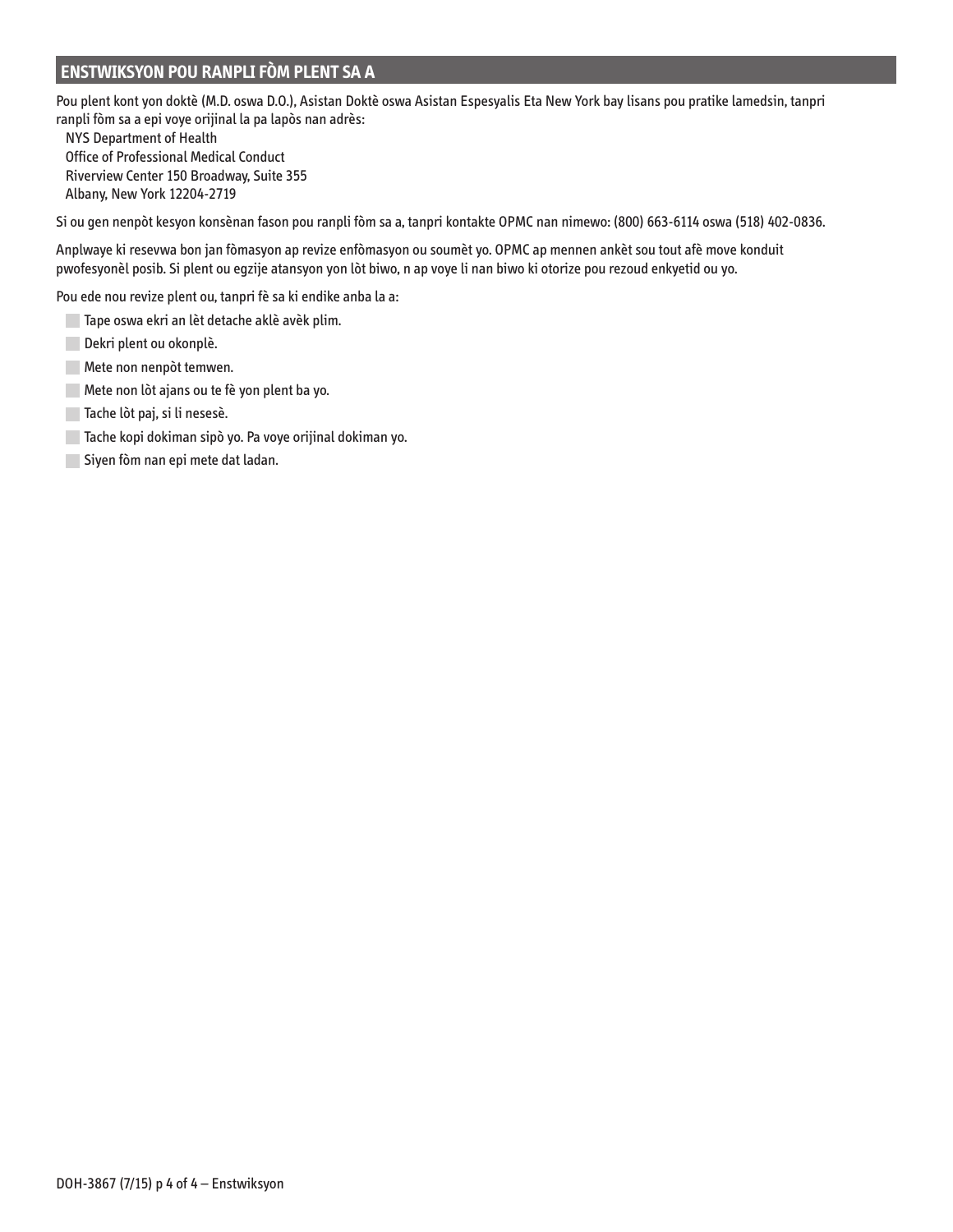## ENSTWIKSYON POU RANPLI FÒM PLENT SA A

Pou plent kont yon doktè (M.D. oswa D.O.), Asistan Doktè oswa Asistan Espesyalis Eta New York bay lisans pou pratike lamedsin, tanpri ranpli fòm sa a epi voye orijinal la pa lapòs nan adrès:

NYS Department of Health
Office of Professional Medical Conduct
Riverview Center 150 Broadway, Suite 355
Albany, New York 12204-2719

Si ou gen nenpòt kesyon konsènan fason pou ranpli fòm sa a, tanpri kontakte OPMC nan nimewo: (800) 663-6114 oswa (518) 402-0836.

Anplwaye ki resevwa bon jan fòmasyon ap revize enfòmasyon ou soumèt yo. OPMC ap mennen ankèt sou tout afè move konduit pwofesyonèl posib. Si plent ou egzije atansyon yon lòt biwo, n ap voye li nan biwo ki otorize pou rezoud enkyetid ou yo.

Pou ede nou revize plent ou, tanpri fè sa ki endike anba la a:

- Tape oswa ekri an lèt detache aklè avèk plim.
- Dekri plent ou okonplè.
- Mete non nenpòt temwen.
- Mete non lòt ajans ou te fè yon plent ba yo.
- Tache lòt paj, si li nesesè.
- Tache kopi dokiman sipò yo. Pa voye orijinal dokiman yo.
- Siyen fòm nan epi mete dat ladan.

DOH-3867 (7/15) p 4 of 4 – Enstwiksyon